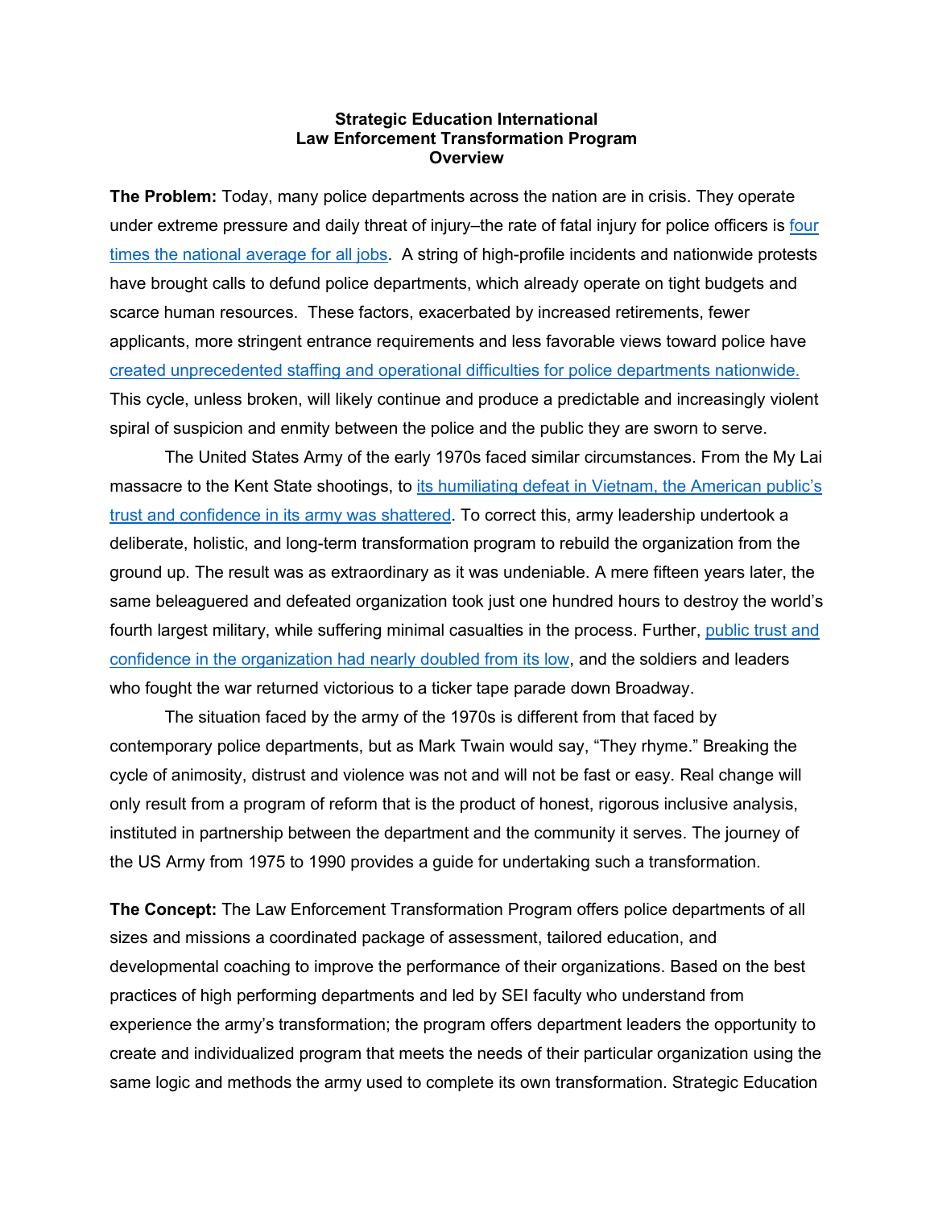**Strategic Education International**
**Law Enforcement Transformation Program**
**Overview**

**The Problem:** Today, many police departments across the nation are in crisis. They operate under extreme pressure and daily threat of injury–the rate of fatal injury for police officers is [four times the national average for all jobs]. A string of high-profile incidents and nationwide protests have brought calls to defund police departments, which already operate on tight budgets and scarce human resources. These factors, exacerbated by increased retirements, fewer applicants, more stringent entrance requirements and less favorable views toward police have [created unprecedented staffing and operational difficulties for police departments nationwide.] This cycle, unless broken, will likely continue and produce a predictable and increasingly violent spiral of suspicion and enmity between the police and the public they are sworn to serve.

The United States Army of the early 1970s faced similar circumstances. From the My Lai massacre to the Kent State shootings, to [its humiliating defeat in Vietnam, the American public's trust and confidence in its army was shattered]. To correct this, army leadership undertook a deliberate, holistic, and long-term transformation program to rebuild the organization from the ground up. The result was as extraordinary as it was undeniable. A mere fifteen years later, the same beleaguered and defeated organization took just one hundred hours to destroy the world's fourth largest military, while suffering minimal casualties in the process. Further, [public trust and confidence in the organization had nearly doubled from its low], and the soldiers and leaders who fought the war returned victorious to a ticker tape parade down Broadway.

The situation faced by the army of the 1970s is different from that faced by contemporary police departments, but as Mark Twain would say, "They rhyme." Breaking the cycle of animosity, distrust and violence was not and will not be fast or easy. Real change will only result from a program of reform that is the product of honest, rigorous inclusive analysis, instituted in partnership between the department and the community it serves. The journey of the US Army from 1975 to 1990 provides a guide for undertaking such a transformation.

**The Concept:** The Law Enforcement Transformation Program offers police departments of all sizes and missions a coordinated package of assessment, tailored education, and developmental coaching to improve the performance of their organizations. Based on the best practices of high performing departments and led by SEI faculty who understand from experience the army's transformation; the program offers department leaders the opportunity to create and individualized program that meets the needs of their particular organization using the same logic and methods the army used to complete its own transformation. Strategic Education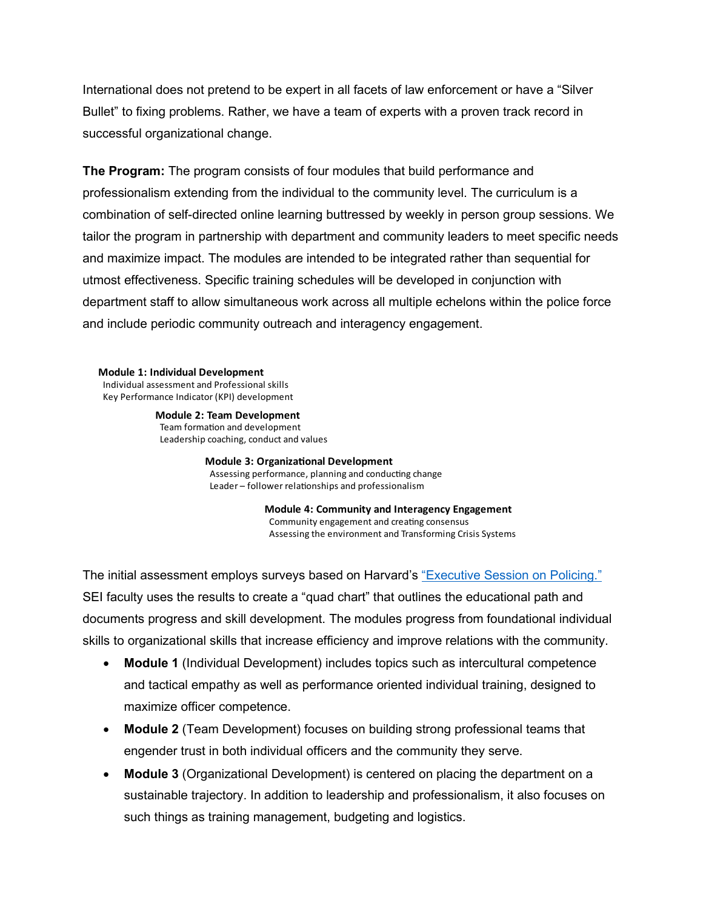International does not pretend to be expert in all facets of law enforcement or have a "Silver Bullet" to fixing problems. Rather, we have a team of experts with a proven track record in successful organizational change.

**The Program:** The program consists of four modules that build performance and professionalism extending from the individual to the community level. The curriculum is a combination of self-directed online learning buttressed by weekly in person group sessions. We tailor the program in partnership with department and community leaders to meet specific needs and maximize impact. The modules are intended to be integrated rather than sequential for utmost effectiveness. Specific training schedules will be developed in conjunction with department staff to allow simultaneous work across all multiple echelons within the police force and include periodic community outreach and interagency engagement.

**Module 1: Individual Development**
Individual assessment and Professional skills
Key Performance Indicator (KPI) development

**Module 2: Team Development**
Team formation and development
Leadership coaching, conduct and values

**Module 3: Organizational Development**
Assessing performance, planning and conducting change
Leader – follower relationships and professionalism

**Module 4: Community and Interagency Engagement**
Community engagement and creating consensus
Assessing the environment and Transforming Crisis Systems

The initial assessment employs surveys based on Harvard's "Executive Session on Policing." SEI faculty uses the results to create a "quad chart" that outlines the educational path and documents progress and skill development. The modules progress from foundational individual skills to organizational skills that increase efficiency and improve relations with the community.

- **Module 1** (Individual Development) includes topics such as intercultural competence and tactical empathy as well as performance oriented individual training, designed to maximize officer competence.
- **Module 2** (Team Development) focuses on building strong professional teams that engender trust in both individual officers and the community they serve.
- **Module 3** (Organizational Development) is centered on placing the department on a sustainable trajectory. In addition to leadership and professionalism, it also focuses on such things as training management, budgeting and logistics.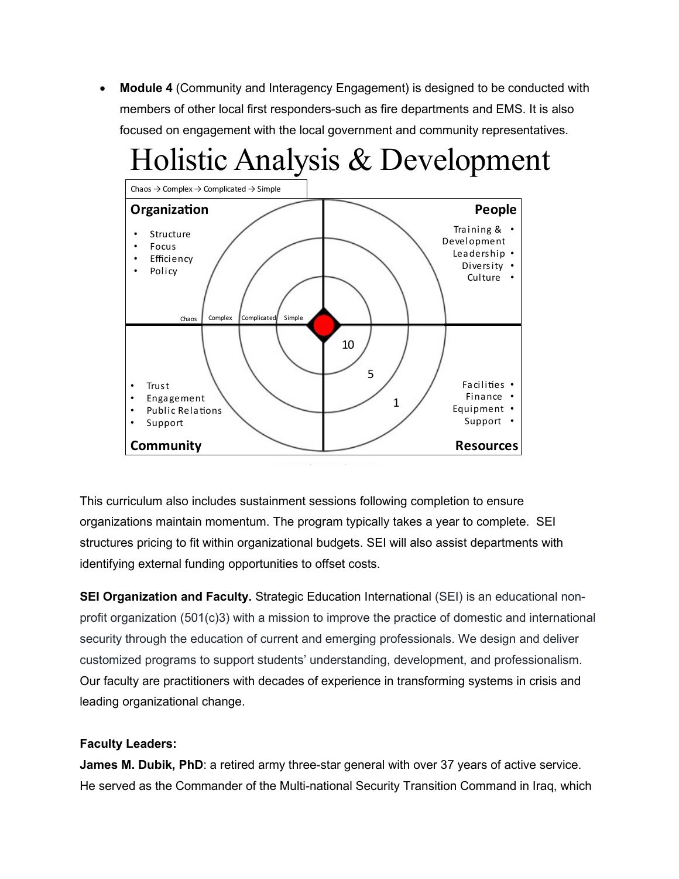- **Module 4** (Community and Interagency Engagement) is designed to be conducted with members of other local first responders-such as fire departments and EMS. It is also focused on engagement with the local government and community representatives.

# Holistic Analysis & Development

Chaos → Complex → Complicated → Simple

**Organization**
- Structure
- Focus
- Efficiency
- Policy

**People**
- Training & Development
- Leadership
- Diversity
- Culture

**Community**
- Trust
- Engagement
- Public Relations
- Support

**Resources**
- Facilities
- Finance
- Equipment
- Support

Chaos | Complex | Complicated | Simple

10 | 5 | 1

This curriculum also includes sustainment sessions following completion to ensure organizations maintain momentum. The program typically takes a year to complete. SEI structures pricing to fit within organizational budgets. SEI will also assist departments with identifying external funding opportunities to offset costs.

**SEI Organization and Faculty.** Strategic Education International (SEI) is an educational non-profit organization (501(c)3) with a mission to improve the practice of domestic and international security through the education of current and emerging professionals. We design and deliver customized programs to support students' understanding, development, and professionalism. Our faculty are practitioners with decades of experience in transforming systems in crisis and leading organizational change.

**Faculty Leaders:**

**James M. Dubik, PhD**: a retired army three-star general with over 37 years of active service. He served as the Commander of the Multi-national Security Transition Command in Iraq, which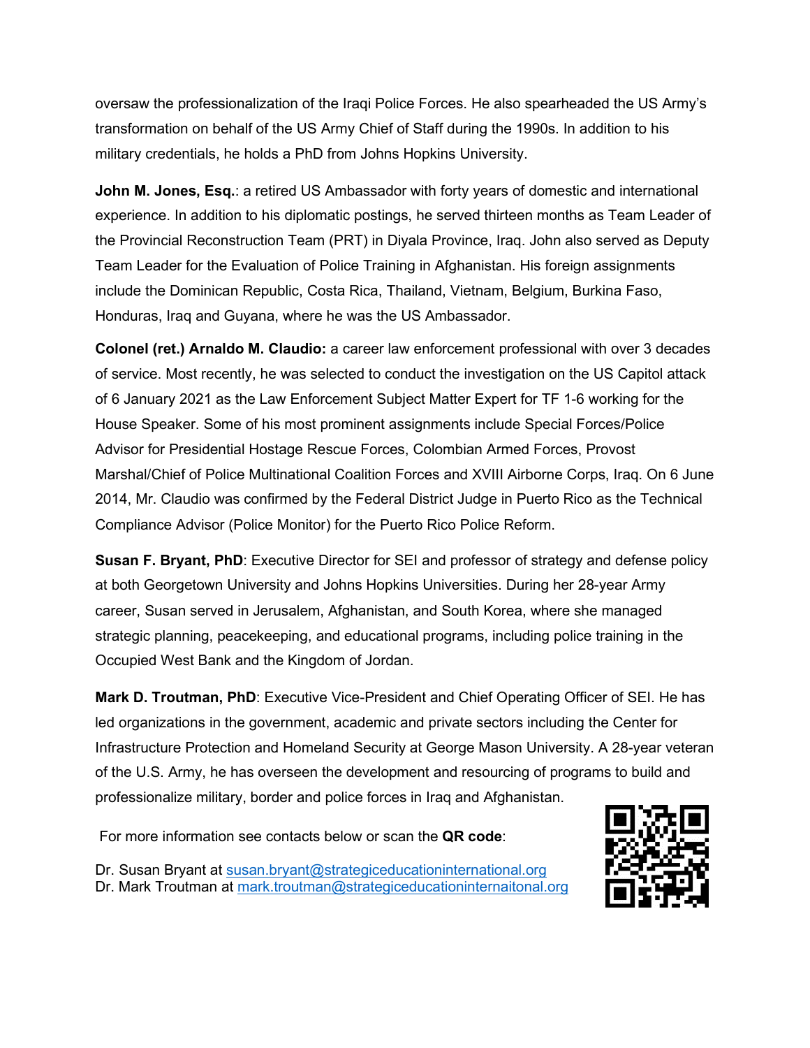oversaw the professionalization of the Iraqi Police Forces. He also spearheaded the US Army's transformation on behalf of the US Army Chief of Staff during the 1990s. In addition to his military credentials, he holds a PhD from Johns Hopkins University.

**John M. Jones, Esq.**: a retired US Ambassador with forty years of domestic and international experience. In addition to his diplomatic postings, he served thirteen months as Team Leader of the Provincial Reconstruction Team (PRT) in Diyala Province, Iraq. John also served as Deputy Team Leader for the Evaluation of Police Training in Afghanistan. His foreign assignments include the Dominican Republic, Costa Rica, Thailand, Vietnam, Belgium, Burkina Faso, Honduras, Iraq and Guyana, where he was the US Ambassador.

**Colonel (ret.) Arnaldo M. Claudio:** a career law enforcement professional with over 3 decades of service. Most recently, he was selected to conduct the investigation on the US Capitol attack of 6 January 2021 as the Law Enforcement Subject Matter Expert for TF 1-6 working for the House Speaker. Some of his most prominent assignments include Special Forces/Police Advisor for Presidential Hostage Rescue Forces, Colombian Armed Forces, Provost Marshal/Chief of Police Multinational Coalition Forces and XVIII Airborne Corps, Iraq. On 6 June 2014, Mr. Claudio was confirmed by the Federal District Judge in Puerto Rico as the Technical Compliance Advisor (Police Monitor) for the Puerto Rico Police Reform.

**Susan F. Bryant, PhD**: Executive Director for SEI and professor of strategy and defense policy at both Georgetown University and Johns Hopkins Universities. During her 28-year Army career, Susan served in Jerusalem, Afghanistan, and South Korea, where she managed strategic planning, peacekeeping, and educational programs, including police training in the Occupied West Bank and the Kingdom of Jordan.

**Mark D. Troutman, PhD**: Executive Vice-President and Chief Operating Officer of SEI. He has led organizations in the government, academic and private sectors including the Center for Infrastructure Protection and Homeland Security at George Mason University. A 28-year veteran of the U.S. Army, he has overseen the development and resourcing of programs to build and professionalize military, border and police forces in Iraq and Afghanistan.

For more information see contacts below or scan the **QR code**:

Dr. Susan Bryant at susan.bryant@strategiceducationinternational.org
Dr. Mark Troutman at mark.troutman@strategiceducationinternaitonal.org